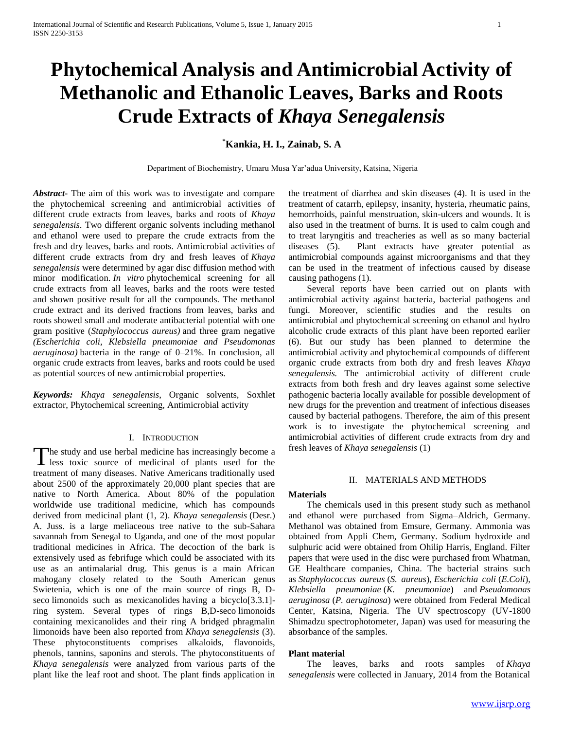# Phytochemical Analysis and Antimicrobial Activity of Methanolic and Ethanolic Leaves, Barks and Roots Crude Extracts of *Khaya Senegalensis*

**[*]Kankia, H. I., Zainab, S. A**

Department of Biochemistry, Umaru Musa Yar'adua University, Katsina, Nigeria

***Abstract***- The aim of this work was to investigate and compare the phytochemical screening and antimicrobial activities of different crude extracts from leaves, barks and roots of *Khaya senegalensis*. Two different organic solvents including methanol and ethanol were used to prepare the crude extracts from the fresh and dry leaves, barks and roots. Antimicrobial activities of different crude extracts from dry and fresh leaves of *Khaya senegalensis* were determined by agar disc diffusion method with minor modification. *In vitro* phytochemical screening for all crude extracts from all leaves, barks and the roots were tested and shown positive result for all the compounds. The methanol crude extract and its derived fractions from leaves, barks and roots showed small and moderate antibacterial potential with one gram positive (*Staphylococcus aureus)* and three gram negative *(Escherichia coli, Klebsiella pneumoniae and Pseudomonas aeruginosa)* bacteria in the range of 0–21%. In conclusion, all organic crude extracts from leaves, barks and roots could be used as potential sources of new antimicrobial properties.

***Keywords:*** *Khaya senegalensis*, Organic solvents, Soxhlet extractor, Phytochemical screening, Antimicrobial activity

## I. Introduction

The study and use herbal medicine has increasingly become a less toxic source of medicinal of plants used for the treatment of many diseases. Native Americans traditionally used about 2500 of the approximately 20,000 plant species that are native to North America. About 80% of the population worldwide use traditional medicine, which has compounds derived from medicinal plant (1, 2). *Khaya senegalensis* (Desr.) A. Juss. is a large meliaceous tree native to the sub-Sahara savannah from Senegal to Uganda, and one of the most popular traditional medicines in Africa. The decoction of the bark is extensively used as febrifuge which could be associated with its use as an antimalarial drug. This genus is a main African mahogany closely related to the South American genus Swietenia, which is one of the main source of rings B, D-seco limonoids such as mexicanolides having a bicyclo[3.3.1]-ring system. Several types of rings B,D-seco limonoids containing mexicanolides and their ring A bridged phragmalin limonoids have been also reported from *Khaya senegalensis* (3). These phytoconstituents comprises alkaloids, flavonoids, phenols, tannins, saponins and sterols. The phytoconstituents of *Khaya senegalensis* were analyzed from various parts of the plant like the leaf root and shoot. The plant finds application in the treatment of diarrhea and skin diseases (4). It is used in the treatment of catarrh, epilepsy, insanity, hysteria, rheumatic pains, hemorrhoids, painful menstruation, skin-ulcers and wounds. It is also used in the treatment of burns. It is used to calm cough and to treat laryngitis and treacheries as well as so many bacterial diseases (5). Plant extracts have greater potential as antimicrobial compounds against microorganisms and that they can be used in the treatment of infectious caused by disease causing pathogens (1).

Several reports have been carried out on plants with antimicrobial activity against bacteria, bacterial pathogens and fungi. Moreover, scientific studies and the results on antimicrobial and phytochemical screening on ethanol and hydro alcoholic crude extracts of this plant have been reported earlier (6). But our study has been planned to determine the antimicrobial activity and phytochemical compounds of different organic crude extracts from both dry and fresh leaves *Khaya senegalensis.* The antimicrobial activity of different crude extracts from both fresh and dry leaves against some selective pathogenic bacteria locally available for possible development of new drugs for the prevention and treatment of infectious diseases caused by bacterial pathogens. Therefore, the aim of this present work is to investigate the phytochemical screening and antimicrobial activities of different crude extracts from dry and fresh leaves of *Khaya senegalensis* (1)

## II. Materials and Methods

### Materials

The chemicals used in this present study such as methanol and ethanol were purchased from Sigma–Aldrich, Germany. Methanol was obtained from Emsure, Germany. Ammonia was obtained from Appli Chem, Germany. Sodium hydroxide and sulphuric acid were obtained from Ohilip Harris, England. Filter papers that were used in the disc were purchased from Whatman, GE Healthcare companies, China. The bacterial strains such as *Staphylococcus aureus* (*S. aureus*), *Escherichia coli* (*E.Coli*), *Klebsiella pneumoniae* (*K. pneumoniae*) and *Pseudomonas aeruginosa* (*P. aeruginosa*) were obtained from Federal Medical Center, Katsina, Nigeria. The UV spectroscopy (UV-1800 Shimadzu spectrophotometer, Japan) was used for measuring the absorbance of the samples.

### Plant material

The leaves, barks and roots samples of *Khaya senegalensis* were collected in January, 2014 from the Botanical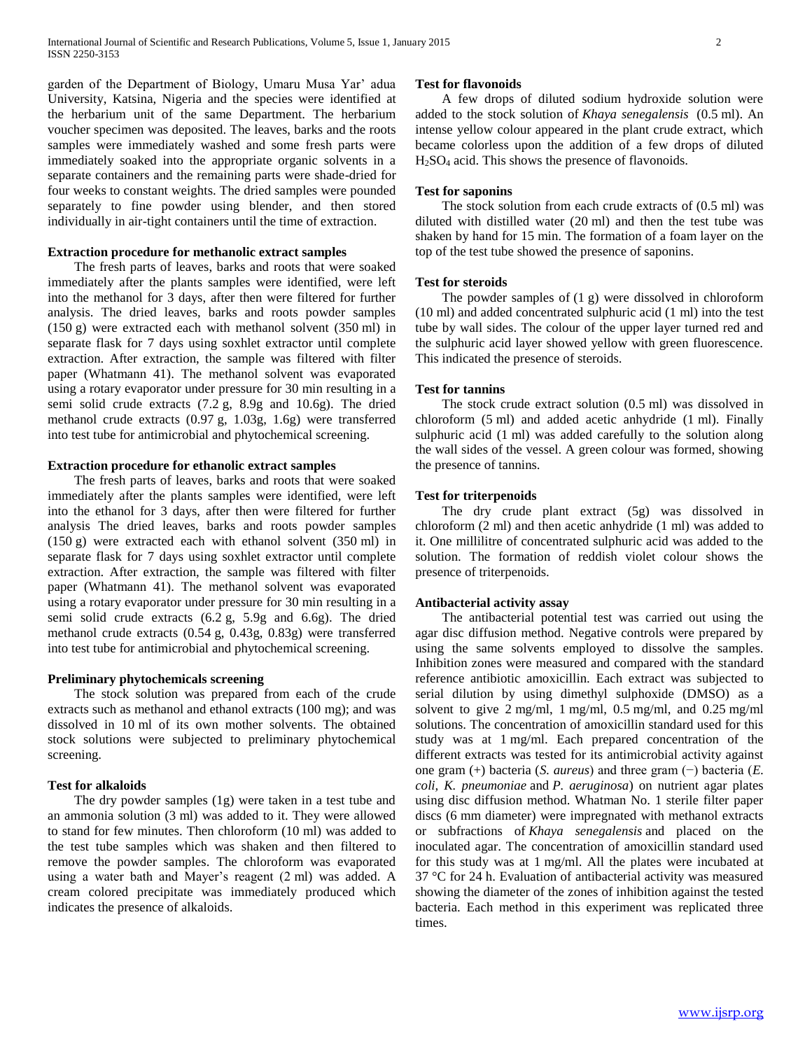garden of the Department of Biology, Umaru Musa Yar' adua University, Katsina, Nigeria and the species were identified at the herbarium unit of the same Department. The herbarium voucher specimen was deposited. The leaves, barks and the roots samples were immediately washed and some fresh parts were immediately soaked into the appropriate organic solvents in a separate containers and the remaining parts were shade-dried for four weeks to constant weights. The dried samples were pounded separately to fine powder using blender, and then stored individually in air-tight containers until the time of extraction.

**Extraction procedure for methanolic extract samples**

The fresh parts of leaves, barks and roots that were soaked immediately after the plants samples were identified, were left into the methanol for 3 days, after then were filtered for further analysis. The dried leaves, barks and roots powder samples (150 g) were extracted each with methanol solvent (350 ml) in separate flask for 7 days using soxhlet extractor until complete extraction. After extraction, the sample was filtered with filter paper (Whatmann 41). The methanol solvent was evaporated using a rotary evaporator under pressure for 30 min resulting in a semi solid crude extracts (7.2 g, 8.9g and 10.6g). The dried methanol crude extracts (0.97 g, 1.03g, 1.6g) were transferred into test tube for antimicrobial and phytochemical screening.

**Extraction procedure for ethanolic extract samples**

The fresh parts of leaves, barks and roots that were soaked immediately after the plants samples were identified, were left into the ethanol for 3 days, after then were filtered for further analysis The dried leaves, barks and roots powder samples (150 g) were extracted each with ethanol solvent (350 ml) in separate flask for 7 days using soxhlet extractor until complete extraction. After extraction, the sample was filtered with filter paper (Whatmann 41). The methanol solvent was evaporated using a rotary evaporator under pressure for 30 min resulting in a semi solid crude extracts (6.2 g, 5.9g and 6.6g). The dried methanol crude extracts (0.54 g, 0.43g, 0.83g) were transferred into test tube for antimicrobial and phytochemical screening.

**Preliminary phytochemicals screening**

The stock solution was prepared from each of the crude extracts such as methanol and ethanol extracts (100 mg); and was dissolved in 10 ml of its own mother solvents. The obtained stock solutions were subjected to preliminary phytochemical screening.

**Test for alkaloids**

The dry powder samples (1g) were taken in a test tube and an ammonia solution (3 ml) was added to it. They were allowed to stand for few minutes. Then chloroform (10 ml) was added to the test tube samples which was shaken and then filtered to remove the powder samples. The chloroform was evaporated using a water bath and Mayer's reagent (2 ml) was added. A cream colored precipitate was immediately produced which indicates the presence of alkaloids.

**Test for flavonoids**

A few drops of diluted sodium hydroxide solution were added to the stock solution of *Khaya senegalensis* (0.5 ml). An intense yellow colour appeared in the plant crude extract, which became colorless upon the addition of a few drops of diluted $H_2SO_4$ acid. This shows the presence of flavonoids.

**Test for saponins**

The stock solution from each crude extracts of (0.5 ml) was diluted with distilled water (20 ml) and then the test tube was shaken by hand for 15 min. The formation of a foam layer on the top of the test tube showed the presence of saponins.

**Test for steroids**

The powder samples of (1 g) were dissolved in chloroform (10 ml) and added concentrated sulphuric acid (1 ml) into the test tube by wall sides. The colour of the upper layer turned red and the sulphuric acid layer showed yellow with green fluorescence. This indicated the presence of steroids.

**Test for tannins**

The stock crude extract solution (0.5 ml) was dissolved in chloroform (5 ml) and added acetic anhydride (1 ml). Finally sulphuric acid (1 ml) was added carefully to the solution along the wall sides of the vessel. A green colour was formed, showing the presence of tannins.

**Test for triterpenoids**

The dry crude plant extract (5g) was dissolved in chloroform (2 ml) and then acetic anhydride (1 ml) was added to it. One millilitre of concentrated sulphuric acid was added to the solution. The formation of reddish violet colour shows the presence of triterpenoids.

**Antibacterial activity assay**

The antibacterial potential test was carried out using the agar disc diffusion method. Negative controls were prepared by using the same solvents employed to dissolve the samples. Inhibition zones were measured and compared with the standard reference antibiotic amoxicillin. Each extract was subjected to serial dilution by using dimethyl sulphoxide (DMSO) as a solvent to give 2 mg/ml, 1 mg/ml, 0.5 mg/ml, and 0.25 mg/ml solutions. The concentration of amoxicillin standard used for this study was at 1 mg/ml. Each prepared concentration of the different extracts was tested for its antimicrobial activity against one gram (+) bacteria (*S. aureus*) and three gram (−) bacteria (*E. coli, K. pneumoniae* and *P. aeruginosa*) on nutrient agar plates using disc diffusion method. Whatman No. 1 sterile filter paper discs (6 mm diameter) were impregnated with methanol extracts or subfractions of *Khaya senegalensis* and placed on the inoculated agar. The concentration of amoxicillin standard used for this study was at 1 mg/ml. All the plates were incubated at 37 °C for 24 h. Evaluation of antibacterial activity was measured showing the diameter of the zones of inhibition against the tested bacteria. Each method in this experiment was replicated three times.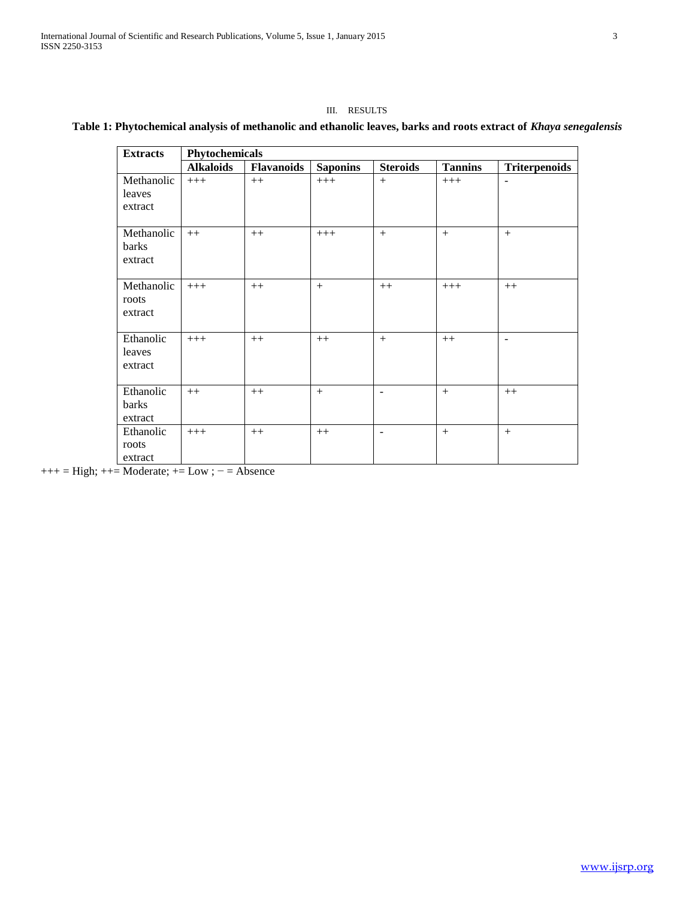## III. RESULTS

**Table 1: Phytochemical analysis of methanolic and ethanolic leaves, barks and roots extract of *Khaya senegalensis***

| Extracts | Phytochemicals | | | | | |
|---|---|---|---|---|---|---|
| | **Alkaloids** | **Flavanoids** | **Saponins** | **Steroids** | **Tannins** | **Triterpenoids** |
| Methanolic leaves extract | +++ | ++ | +++ | + | +++ | - |
| Methanolic barks extract | ++ | ++ | +++ | + | + | + |
| Methanolic roots extract | +++ | ++ | + | ++ | +++ | ++ |
| Ethanolic leaves extract | +++ | ++ | ++ | + | ++ | - |
| Ethanolic barks extract | ++ | ++ | + | - | + | ++ |
| Ethanolic roots extract | +++ | ++ | ++ | - | + | + |

+++ = High; ++= Moderate; += Low ; − = Absence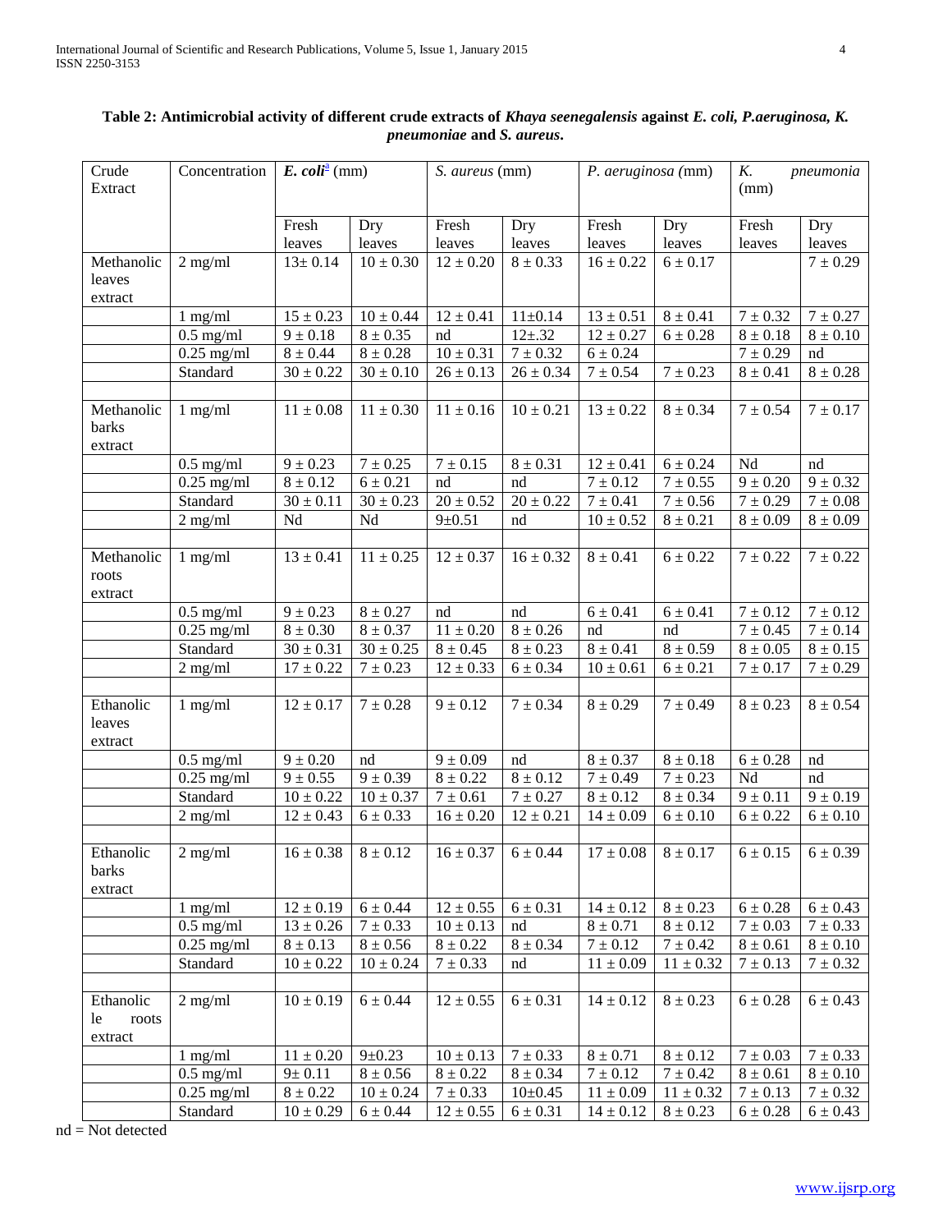**Table 2: Antimicrobial activity of different crude extracts of *Khaya seenegalensis* against *E. coli, P.aeruginosa, K. pneumoniae* and *S. aureus*.**

| Crude Extract | Concentration | *E. coli*[a] (mm) | | *S. aureus* (mm) | | *P. aeruginosa* (mm) | | *K. pneumonia* (mm) | |
|---|---|---|---|---|---|---|---|---|---|
| | | Fresh leaves | Dry leaves | Fresh leaves | Dry leaves | Fresh leaves | Dry leaves | Fresh leaves | Dry leaves |
| Methanolic leaves extract | 2 mg/ml | 13± 0.14 | 10 ± 0.30 | 12 ± 0.20 | 8 ± 0.33 | 16 ± 0.22 | 6 ± 0.17 | | 7 ± 0.29 |
| | 1 mg/ml | 15 ± 0.23 | 10 ± 0.44 | 12 ± 0.41 | 11±0.14 | 13 ± 0.51 | 8 ± 0.41 | 7 ± 0.32 | 7 ± 0.27 |
| | 0.5 mg/ml | 9 ± 0.18 | 8 ± 0.35 | nd | 12±.32 | 12 ± 0.27 | 6 ± 0.28 | 8 ± 0.18 | 8 ± 0.10 |
| | 0.25 mg/ml | 8 ± 0.44 | 8 ± 0.28 | 10 ± 0.31 | 7 ± 0.32 | 6 ± 0.24 | | 7 ± 0.29 | nd |
| | Standard | 30 ± 0.22 | 30 ± 0.10 | 26 ± 0.13 | 26 ± 0.34 | 7 ± 0.54 | 7 ± 0.23 | 8 ± 0.41 | 8 ± 0.28 |
| | | | | | | | | | |
| Methanolic barks extract | 1 mg/ml | 11 ± 0.08 | 11 ± 0.30 | 11 ± 0.16 | 10 ± 0.21 | 13 ± 0.22 | 8 ± 0.34 | 7 ± 0.54 | 7 ± 0.17 |
| | 0.5 mg/ml | 9 ± 0.23 | 7 ± 0.25 | 7 ± 0.15 | 8 ± 0.31 | 12 ± 0.41 | 6 ± 0.24 | Nd | nd |
| | 0.25 mg/ml | 8 ± 0.12 | 6 ± 0.21 | nd | nd | 7 ± 0.12 | 7 ± 0.55 | 9 ± 0.20 | 9 ± 0.32 |
| | Standard | 30 ± 0.11 | 30 ± 0.23 | 20 ± 0.52 | 20 ± 0.22 | 7 ± 0.41 | 7 ± 0.56 | 7 ± 0.29 | 7 ± 0.08 |
| | 2 mg/ml | Nd | Nd | 9±0.51 | nd | 10 ± 0.52 | 8 ± 0.21 | 8 ± 0.09 | 8 ± 0.09 |
| | | | | | | | | | |
| Methanolic roots extract | 1 mg/ml | 13 ± 0.41 | 11 ± 0.25 | 12 ± 0.37 | 16 ± 0.32 | 8 ± 0.41 | 6 ± 0.22 | 7 ± 0.22 | 7 ± 0.22 |
| | 0.5 mg/ml | 9 ± 0.23 | 8 ± 0.27 | nd | nd | 6 ± 0.41 | 6 ± 0.41 | 7 ± 0.12 | 7 ± 0.12 |
| | 0.25 mg/ml | 8 ± 0.30 | 8 ± 0.37 | 11 ± 0.20 | 8 ± 0.26 | nd | nd | 7 ± 0.45 | 7 ± 0.14 |
| | Standard | 30 ± 0.31 | 30 ± 0.25 | 8 ± 0.45 | 8 ± 0.23 | 8 ± 0.41 | 8 ± 0.59 | 8 ± 0.05 | 8 ± 0.15 |
| | 2 mg/ml | 17 ± 0.22 | 7 ± 0.23 | 12 ± 0.33 | 6 ± 0.34 | 10 ± 0.61 | 6 ± 0.21 | 7 ± 0.17 | 7 ± 0.29 |
| | | | | | | | | | |
| Ethanolic leaves extract | 1 mg/ml | 12 ± 0.17 | 7 ± 0.28 | 9 ± 0.12 | 7 ± 0.34 | 8 ± 0.29 | 7 ± 0.49 | 8 ± 0.23 | 8 ± 0.54 |
| | 0.5 mg/ml | 9 ± 0.20 | nd | 9 ± 0.09 | nd | 8 ± 0.37 | 8 ± 0.18 | 6 ± 0.28 | nd |
| | 0.25 mg/ml | 9 ± 0.55 | 9 ± 0.39 | 8 ± 0.22 | 8 ± 0.12 | 7 ± 0.49 | 7 ± 0.23 | Nd | nd |
| | Standard | 10 ± 0.22 | 10 ± 0.37 | 7 ± 0.61 | 7 ± 0.27 | 8 ± 0.12 | 8 ± 0.34 | 9 ± 0.11 | 9 ± 0.19 |
| | 2 mg/ml | 12 ± 0.43 | 6 ± 0.33 | 16 ± 0.20 | 12 ± 0.21 | 14 ± 0.09 | 6 ± 0.10 | 6 ± 0.22 | 6 ± 0.10 |
| | | | | | | | | | |
| Ethanolic barks extract | 2 mg/ml | 16 ± 0.38 | 8 ± 0.12 | 16 ± 0.37 | 6 ± 0.44 | 17 ± 0.08 | 8 ± 0.17 | 6 ± 0.15 | 6 ± 0.39 |
| | 1 mg/ml | 12 ± 0.19 | 6 ± 0.44 | 12 ± 0.55 | 6 ± 0.31 | 14 ± 0.12 | 8 ± 0.23 | 6 ± 0.28 | 6 ± 0.43 |
| | 0.5 mg/ml | 13 ± 0.26 | 7 ± 0.33 | 10 ± 0.13 | nd | 8 ± 0.71 | 8 ± 0.12 | 7 ± 0.03 | 7 ± 0.33 |
| | 0.25 mg/ml | 8 ± 0.13 | 8 ± 0.56 | 8 ± 0.22 | 8 ± 0.34 | 7 ± 0.12 | 7 ± 0.42 | 8 ± 0.61 | 8 ± 0.10 |
| | Standard | 10 ± 0.22 | 10 ± 0.24 | 7 ± 0.33 | nd | 11 ± 0.09 | 11 ± 0.32 | 7 ± 0.13 | 7 ± 0.32 |
| | | | | | | | | | |
| Ethanolic le roots extract | 2 mg/ml | 10 ± 0.19 | 6 ± 0.44 | 12 ± 0.55 | 6 ± 0.31 | 14 ± 0.12 | 8 ± 0.23 | 6 ± 0.28 | 6 ± 0.43 |
| | 1 mg/ml | 11 ± 0.20 | 9±0.23 | 10 ± 0.13 | 7 ± 0.33 | 8 ± 0.71 | 8 ± 0.12 | 7 ± 0.03 | 7 ± 0.33 |
| | 0.5 mg/ml | 9± 0.11 | 8 ± 0.56 | 8 ± 0.22 | 8 ± 0.34 | 7 ± 0.12 | 7 ± 0.42 | 8 ± 0.61 | 8 ± 0.10 |
| | 0.25 mg/ml | 8 ± 0.22 | 10 ± 0.24 | 7 ± 0.33 | 10±0.45 | 11 ± 0.09 | 11 ± 0.32 | 7 ± 0.13 | 7 ± 0.32 |
| | Standard | 10 ± 0.29 | 6 ± 0.44 | 12 ± 0.55 | 6 ± 0.31 | 14 ± 0.12 | 8 ± 0.23 | 6 ± 0.28 | 6 ± 0.43 |

nd = Not detected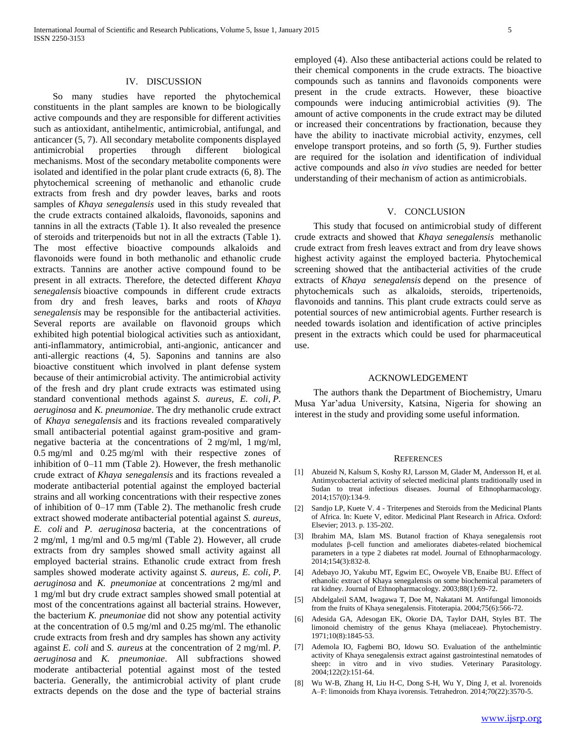## IV. DISCUSSION

So many studies have reported the phytochemical constituents in the plant samples are known to be biologically active compounds and they are responsible for different activities such as antioxidant, antihelmentic, antimicrobial, antifungal, and anticancer (5, 7). All secondary metabolite components displayed antimicrobial properties through different biological mechanisms. Most of the secondary metabolite components were isolated and identified in the polar plant crude extracts (6, 8). The phytochemical screening of methanolic and ethanolic crude extracts from fresh and dry powder leaves, barks and roots samples of *Khaya senegalensis* used in this study revealed that the crude extracts contained alkaloids, flavonoids, saponins and tannins in all the extracts (Table 1). It also revealed the presence of steroids and triterpenoids but not in all the extracts (Table 1). The most effective bioactive compounds alkaloids and flavonoids were found in both methanolic and ethanolic crude extracts. Tannins are another active compound found to be present in all extracts. Therefore, the detected different *Khaya senegalensis* bioactive compounds in different crude extracts from dry and fresh leaves, barks and roots of *Khaya senegalensis* may be responsible for the antibacterial activities. Several reports are available on flavonoid groups which exhibited high potential biological activities such as antioxidant, anti-inflammatory, antimicrobial, anti-angionic, anticancer and anti-allergic reactions (4, 5). Saponins and tannins are also bioactive constituent which involved in plant defense system because of their antimicrobial activity. The antimicrobial activity of the fresh and dry plant crude extracts was estimated using standard conventional methods against *S. aureus, E. coli*, *P. aeruginosa* and *K. pneumoniae*. The dry methanolic crude extract of *Khaya senegalensis* and its fractions revealed comparatively small antibacterial potential against gram-positive and gram-negative bacteria at the concentrations of 2 mg/ml, 1 mg/ml, 0.5 mg/ml and 0.25 mg/ml with their respective zones of inhibition of 0–11 mm (Table 2). However, the fresh methanolic crude extract of *Khaya senegalensis* and its fractions revealed a moderate antibacterial potential against the employed bacterial strains and all working concentrations with their respective zones of inhibition of 0–17 mm (Table 2). The methanolic fresh crude extract showed moderate antibacterial potential against *S. aureus, E. coli* and *P. aeruginosa* bacteria, at the concentrations of 2 mg/ml, 1 mg/ml and 0.5 mg/ml (Table 2). However, all crude extracts from dry samples showed small activity against all employed bacterial strains. Ethanolic crude extract from fresh samples showed moderate activity against *S. aureus, E. coli*, *P. aeruginosa* and *K. pneumoniae* at concentrations 2 mg/ml and 1 mg/ml but dry crude extract samples showed small potential at most of the concentrations against all bacterial strains. However, the bacterium *K. pneumoniae* did not show any potential activity at the concentration of 0.5 mg/ml and 0.25 mg/ml. The ethanolic crude extracts from fresh and dry samples has shown any activity against *E. coli* and *S. aureus* at the concentration of 2 mg/ml. *P. aeruginosa* and *K. pneumoniae*. All subfractions showed moderate antibacterial potential against most of the tested bacteria. Generally, the antimicrobial activity of plant crude extracts depends on the dose and the type of bacterial strains employed (4). Also these antibacterial actions could be related to their chemical components in the crude extracts. The bioactive compounds such as tannins and flavonoids components were present in the crude extracts. However, these bioactive compounds were inducing antimicrobial activities (9). The amount of active components in the crude extract may be diluted or increased their concentrations by fractionation, because they have the ability to inactivate microbial activity, enzymes, cell envelope transport proteins, and so forth (5, 9). Further studies are required for the isolation and identification of individual active compounds and also *in vivo* studies are needed for better understanding of their mechanism of action as antimicrobials.

## V. CONCLUSION

This study that focused on antimicrobial study of different crude extracts and showed that *Khaya senegalensis* methanolic crude extract from fresh leaves extract and from dry leave shows highest activity against the employed bacteria. Phytochemical screening showed that the antibacterial activities of the crude extracts of *Khaya senegalensis* depend on the presence of phytochemicals such as alkaloids, steroids, tripertenoids, flavonoids and tannins. This plant crude extracts could serve as potential sources of new antimicrobial agents. Further research is needed towards isolation and identification of active principles present in the extracts which could be used for pharmaceutical use.

## ACKNOWLEDGEMENT

The authors thank the Department of Biochemistry, Umaru Musa Yar'adua University, Katsina, Nigeria for showing an interest in the study and providing some useful information.

## REFERENCES

[1] Abuzeid N, Kalsum S, Koshy RJ, Larsson M, Glader M, Andersson H, et al. Antimycobacterial activity of selected medicinal plants traditionally used in Sudan to treat infectious diseases. Journal of Ethnopharmacology. 2014;157(0):134-9.

[2] Sandjo LP, Kuete V. 4 - Triterpenes and Steroids from the Medicinal Plants of Africa. In: Kuete V, editor. Medicinal Plant Research in Africa. Oxford: Elsevier; 2013. p. 135-202.

[3] Ibrahim MA, Islam MS. Butanol fraction of Khaya senegalensis root modulates β-cell function and ameliorates diabetes-related biochemical parameters in a type 2 diabetes rat model. Journal of Ethnopharmacology. 2014;154(3):832-8.

[4] Adebayo JO, Yakubu MT, Egwim EC, Owoyele VB, Enaibe BU. Effect of ethanolic extract of Khaya senegalensis on some biochemical parameters of rat kidney. Journal of Ethnopharmacology. 2003;88(1):69-72.

[5] Abdelgaleil SAM, Iwagawa T, Doe M, Nakatani M. Antifungal limonoids from the fruits of Khaya senegalensis. Fitoterapia. 2004;75(6):566-72.

[6] Adesida GA, Adesogan EK, Okorie DA, Taylor DAH, Styles BT. The limonoid chemistry of the genus Khaya (meliaceae). Phytochemistry. 1971;10(8):1845-53.

[7] Ademola IO, Fagbemi BO, Idowu SO. Evaluation of the anthelmintic activity of Khaya senegalensis extract against gastrointestinal nematodes of sheep: in vitro and in vivo studies. Veterinary Parasitology. 2004;122(2):151-64.

[8] Wu W-B, Zhang H, Liu H-C, Dong S-H, Wu Y, Ding J, et al. Ivorenoids A–F: limonoids from Khaya ivorensis. Tetrahedron. 2014;70(22):3570-5.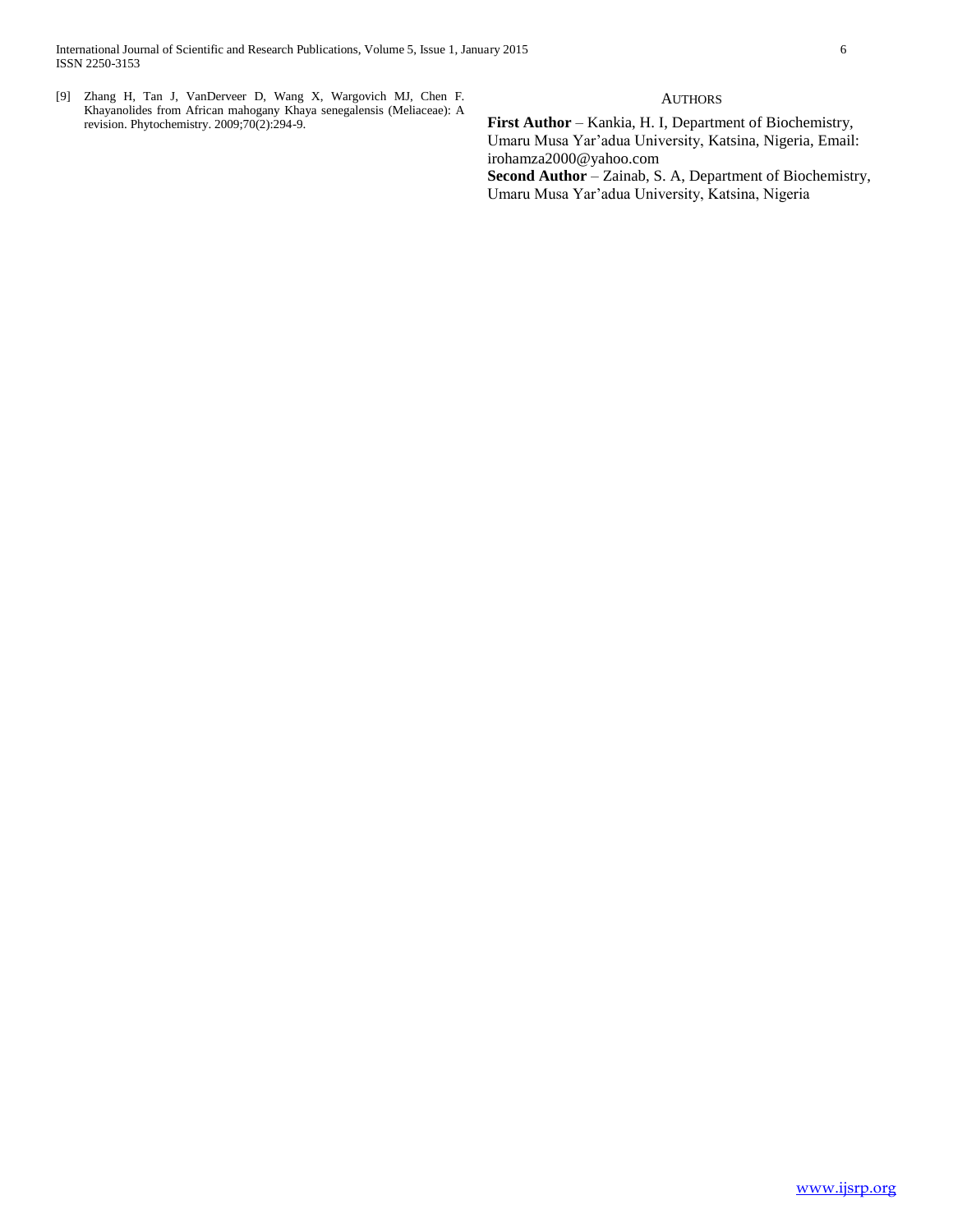[9] Zhang H, Tan J, VanDerveer D, Wang X, Wargovich MJ, Chen F. Khayanolides from African mahogany Khaya senegalensis (Meliaceae): A revision. Phytochemistry. 2009;70(2):294-9.

## AUTHORS

**First Author** – Kankia, H. I, Department of Biochemistry, Umaru Musa Yar'adua University, Katsina, Nigeria, Email: irohamza2000@yahoo.com

**Second Author** – Zainab, S. A, Department of Biochemistry, Umaru Musa Yar'adua University, Katsina, Nigeria